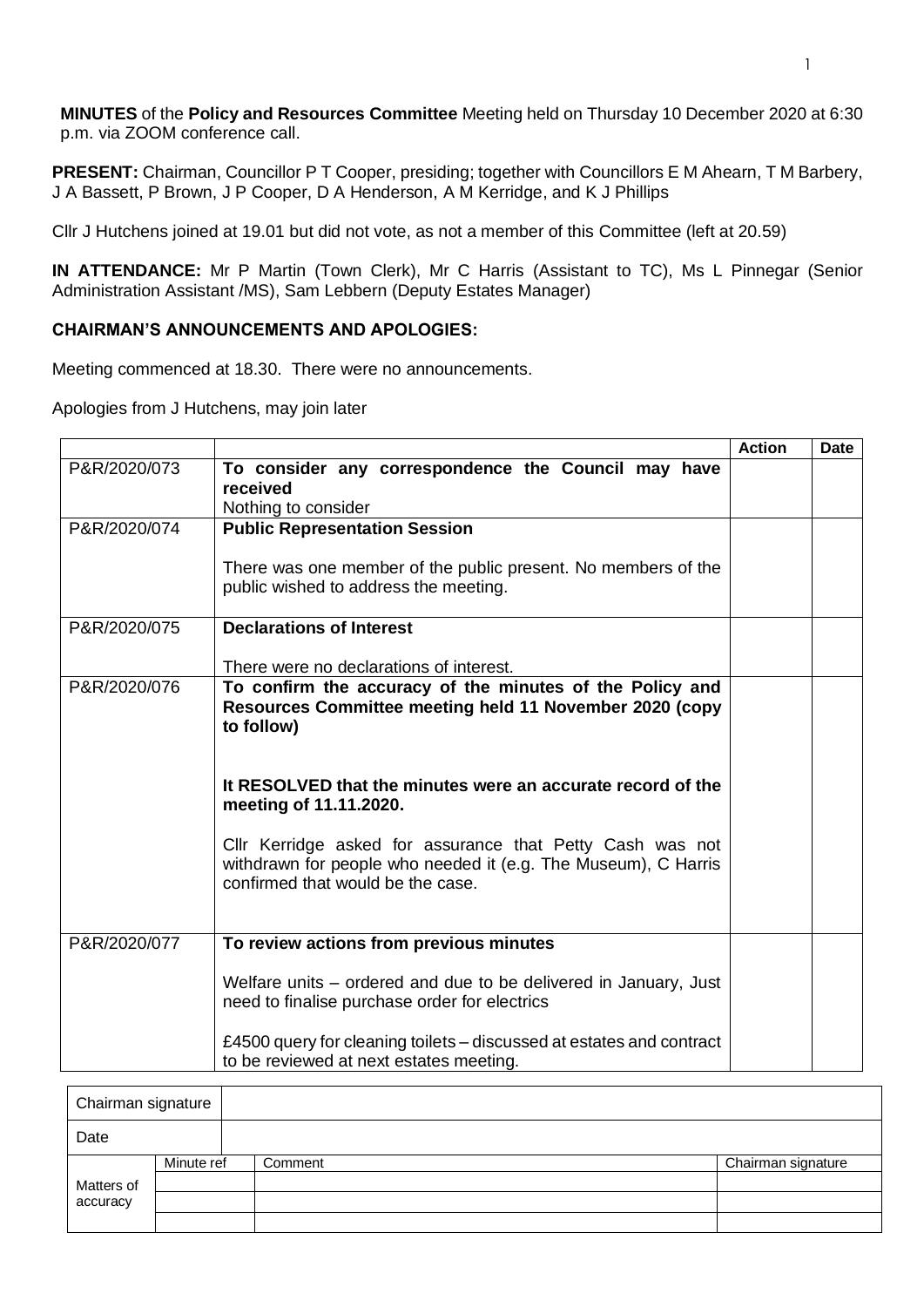**MINUTES** of the **Policy and Resources Committee** Meeting held on Thursday 10 December 2020 at 6:30 p.m. via ZOOM conference call.

**PRESENT:** Chairman, Councillor P T Cooper, presiding; together with Councillors E M Ahearn, T M Barbery, J A Bassett, P Brown, J P Cooper, D A Henderson, A M Kerridge, and K J Phillips

Cllr J Hutchens joined at 19.01 but did not vote, as not a member of this Committee (left at 20.59)

**IN ATTENDANCE:** Mr P Martin (Town Clerk), Mr C Harris (Assistant to TC), Ms L Pinnegar (Senior Administration Assistant /MS), Sam Lebbern (Deputy Estates Manager)

**CHAIRMAN'S ANNOUNCEMENTS AND APOLOGIES:**

Meeting commenced at 18.30. There were no announcements.

Apologies from J Hutchens, may join later

| | | Action | Date |
|---|---|---|---|
| P&R/2020/073 | **To consider any correspondence the Council may have received**<br>Nothing to consider | | |
| P&R/2020/074 | **Public Representation Session**<br><br>There was one member of the public present. No members of the public wished to address the meeting. | | |
| P&R/2020/075 | **Declarations of Interest**<br><br>There were no declarations of interest. | | |
| P&R/2020/076 | **To confirm the accuracy of the minutes of the Policy and Resources Committee meeting held 11 November 2020 (copy to follow)**<br><br>**It RESOLVED that the minutes were an accurate record of the meeting of 11.11.2020.**<br><br>Cllr Kerridge asked for assurance that Petty Cash was not withdrawn for people who needed it (e.g. The Museum), C Harris confirmed that would be the case. | | |
| P&R/2020/077 | **To review actions from previous minutes**<br><br>Welfare units – ordered and due to be delivered in January, Just need to finalise purchase order for electrics<br><br>£4500 query for cleaning toilets – discussed at estates and contract to be reviewed at next estates meeting. | | |

| Chairman signature | | | |
|---|---|---|---|
| Date | | | |
| Matters of accuracy | Minute ref | Comment | Chairman signature |
| | | | |
| | | | |
| | | | |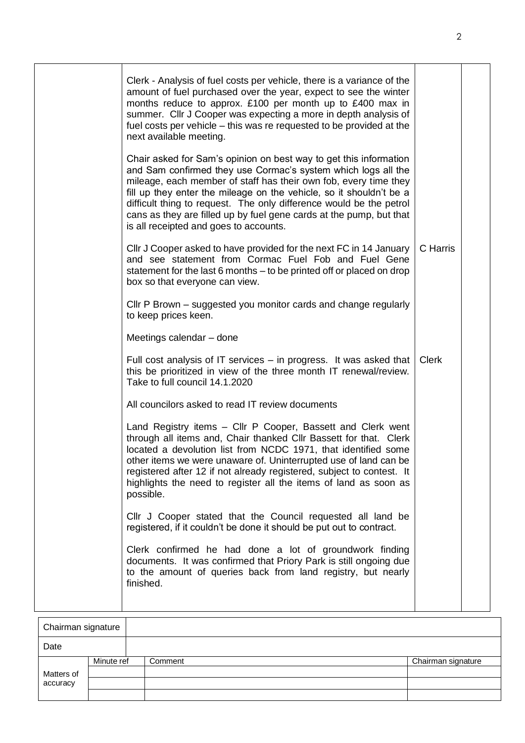| | | | |
|---|---|---|---|
| | Clerk - Analysis of fuel costs per vehicle, there is a variance of the amount of fuel purchased over the year, expect to see the winter months reduce to approx. £100 per month up to £400 max in summer. Cllr J Cooper was expecting a more in depth analysis of fuel costs per vehicle – this was re requested to be provided at the next available meeting.<br><br>Chair asked for Sam's opinion on best way to get this information and Sam confirmed they use Cormac's system which logs all the mileage, each member of staff has their own fob, every time they fill up they enter the mileage on the vehicle, so it shouldn't be a difficult thing to request. The only difference would be the petrol cans as they are filled up by fuel gene cards at the pump, but that is all receipted and goes to accounts. | | |
| | Cllr J Cooper asked to have provided for the next FC in 14 January and see statement from Cormac Fuel Fob and Fuel Gene statement for the last 6 months – to be printed off or placed on drop box so that everyone can view. | C Harris | |
| | Cllr P Brown – suggested you monitor cards and change regularly to keep prices keen.<br><br>Meetings calendar – done | | |
| | Full cost analysis of IT services – in progress. It was asked that this be prioritized in view of the three month IT renewal/review. Take to full council 14.1.2020 | Clerk | |
| | All councilors asked to read IT review documents<br><br>Land Registry items – Cllr P Cooper, Bassett and Clerk went through all items and, Chair thanked Cllr Bassett for that. Clerk located a devolution list from NCDC 1971, that identified some other items we were unaware of. Uninterrupted use of land can be registered after 12 if not already registered, subject to contest. It highlights the need to register all the items of land as soon as possible.<br><br>Cllr J Cooper stated that the Council requested all land be registered, if it couldn't be done it should be put out to contract.<br><br>Clerk confirmed he had done a lot of groundwork finding documents. It was confirmed that Priory Park is still ongoing due to the amount of queries back from land registry, but nearly finished. | | |

| Chairman signature | | | |
|---|---|---|---|
| Date | | | |
| Matters of accuracy | Minute ref | Comment | Chairman signature |
| | | | |
| | | | |
| | | | |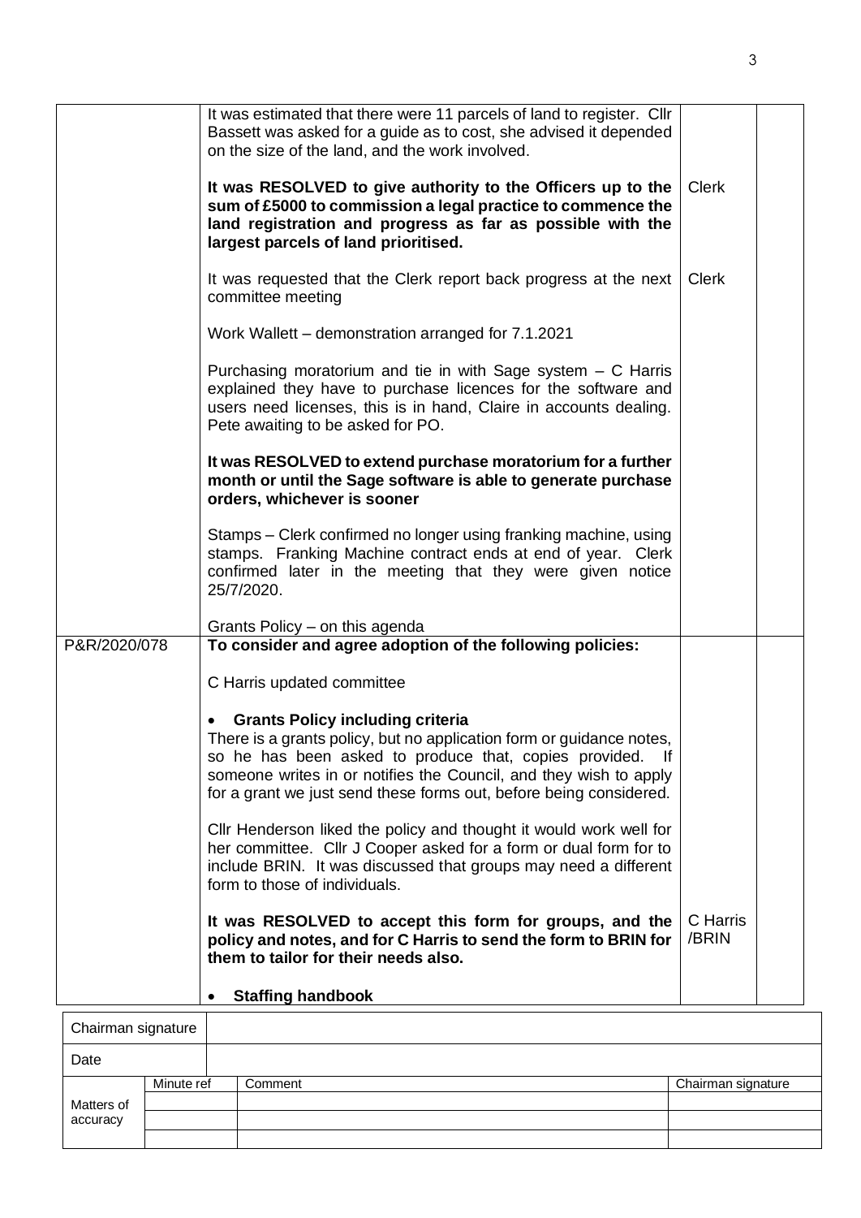| | | | |
|---|---|---|---|
| | It was estimated that there were 11 parcels of land to register. Cllr Bassett was asked for a guide as to cost, she advised it depended on the size of the land, and the work involved.<br><br>**It was RESOLVED to give authority to the Officers up to the sum of £5000 to commission a legal practice to commence the land registration and progress as far as possible with the largest parcels of land prioritised.** | Clerk | |
| | It was requested that the Clerk report back progress at the next committee meeting | Clerk | |
| | Work Wallett – demonstration arranged for 7.1.2021<br><br>Purchasing moratorium and tie in with Sage system – C Harris explained they have to purchase licences for the software and users need licenses, this is in hand, Claire in accounts dealing. Pete awaiting to be asked for PO.<br><br>**It was RESOLVED to extend purchase moratorium for a further month or until the Sage software is able to generate purchase orders, whichever is sooner**<br><br>Stamps – Clerk confirmed no longer using franking machine, using stamps. Franking Machine contract ends at end of year. Clerk confirmed later in the meeting that they were given notice 25/7/2020.<br><br>Grants Policy – on this agenda | | |
| P&R/2020/078 | **To consider and agree adoption of the following policies:**<br><br>C Harris updated committee<br><br>• **Grants Policy including criteria**<br>There is a grants policy, but no application form or guidance notes, so he has been asked to produce that, copies provided. If someone writes in or notifies the Council, and they wish to apply for a grant we just send these forms out, before being considered.<br><br>Cllr Henderson liked the policy and thought it would work well for her committee. Cllr J Cooper asked for a form or dual form for to include BRIN. It was discussed that groups may need a different form to those of individuals. | | |
| | **It was RESOLVED to accept this form for groups, and the policy and notes, and for C Harris to send the form to BRIN for them to tailor for their needs also.**<br><br>• **Staffing handbook** | C Harris /BRIN | |

| Chairman signature | | | |
|---|---|---|---|
| Date | | | |
| Matters of accuracy | Minute ref | Comment | Chairman signature |
| | | | |
| | | | |
| | | | |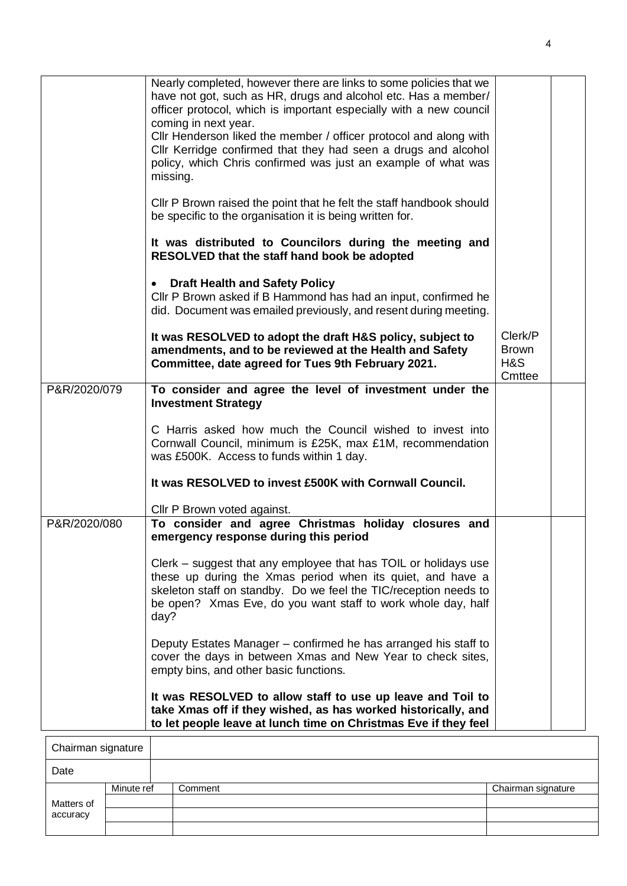| | | | |
|---|---|---|---|
| | Nearly completed, however there are links to some policies that we have not got, such as HR, drugs and alcohol etc. Has a member/ officer protocol, which is important especially with a new council coming in next year.<br>Cllr Henderson liked the member / officer protocol and along with Cllr Kerridge confirmed that they had seen a drugs and alcohol policy, which Chris confirmed was just an example of what was missing.<br><br>Cllr P Brown raised the point that he felt the staff handbook should be specific to the organisation it is being written for.<br><br>**It was distributed to Councilors during the meeting and RESOLVED that the staff hand book be adopted**<br><br>• **Draft Health and Safety Policy**<br>Cllr P Brown asked if B Hammond has had an input, confirmed he did. Document was emailed previously, and resent during meeting.<br><br>**It was RESOLVED to adopt the draft H&S policy, subject to amendments, and to be reviewed at the Health and Safety Committee, date agreed for Tues 9th February 2021.** | Clerk/P Brown H&S Cmttee | |
| P&R/2020/079 | **To consider and agree the level of investment under the Investment Strategy**<br><br>C Harris asked how much the Council wished to invest into Cornwall Council, minimum is £25K, max £1M, recommendation was £500K. Access to funds within 1 day.<br><br>**It was RESOLVED to invest £500K with Cornwall Council.**<br><br>Cllr P Brown voted against. | | |
| P&R/2020/080 | **To consider and agree Christmas holiday closures and emergency response during this period**<br><br>Clerk – suggest that any employee that has TOIL or holidays use these up during the Xmas period when its quiet, and have a skeleton staff on standby. Do we feel the TIC/reception needs to be open? Xmas Eve, do you want staff to work whole day, half day?<br><br>Deputy Estates Manager – confirmed he has arranged his staff to cover the days in between Xmas and New Year to check sites, empty bins, and other basic functions.<br><br>**It was RESOLVED to allow staff to use up leave and Toil to take Xmas off if they wished, as has worked historically, and to let people leave at lunch time on Christmas Eve if they feel** | | |

| Chairman signature | | | |
|---|---|---|---|
| Date | | | |
| Matters of accuracy | Minute ref | Comment | Chairman signature |
| | | | |
| | | | |
| | | | |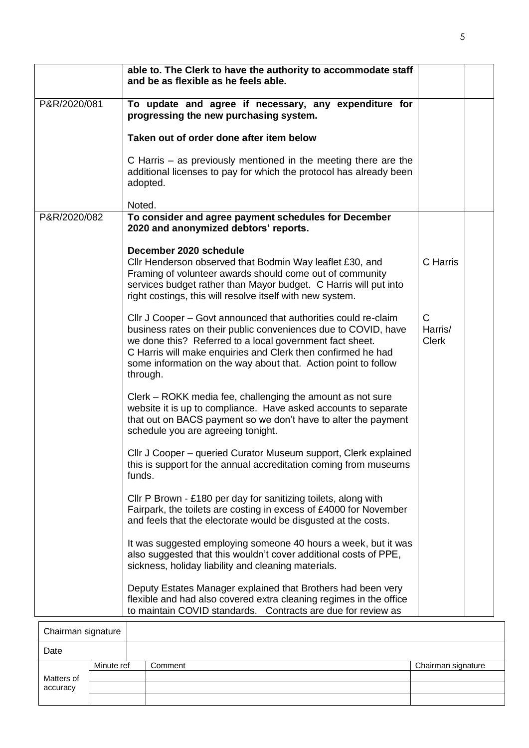| | | | |
|---|---|---|---|
| | **able to. The Clerk to have the authority to accommodate staff and be as flexible as he feels able.** | | |
| P&R/2020/081 | **To update and agree if necessary, any expenditure for progressing the new purchasing system.**<br><br>**Taken out of order done after item below**<br><br>C Harris – as previously mentioned in the meeting there are the additional licenses to pay for which the protocol has already been adopted.<br><br>Noted. | | |
| P&R/2020/082 | **To consider and agree payment schedules for December 2020 and anonymized debtors' reports.**<br><br>**December 2020 schedule**<br>Cllr Henderson observed that Bodmin Way leaflet £30, and Framing of volunteer awards should come out of community services budget rather than Mayor budget. C Harris will put into right costings, this will resolve itself with new system.<br><br>Cllr J Cooper – Govt announced that authorities could re-claim business rates on their public conveniences due to COVID, have we done this? Referred to a local government fact sheet. C Harris will make enquiries and Clerk then confirmed he had some information on the way about that. Action point to follow through.<br><br>Clerk – ROKK media fee, challenging the amount as not sure website it is up to compliance. Have asked accounts to separate that out on BACS payment so we don't have to alter the payment schedule you are agreeing tonight.<br><br>Cllr J Cooper – queried Curator Museum support, Clerk explained this is support for the annual accreditation coming from museums funds.<br><br>Cllr P Brown - £180 per day for sanitizing toilets, along with Fairpark, the toilets are costing in excess of £4000 for November and feels that the electorate would be disgusted at the costs.<br><br>It was suggested employing someone 40 hours a week, but it was also suggested that this wouldn't cover additional costs of PPE, sickness, holiday liability and cleaning materials.<br><br>Deputy Estates Manager explained that Brothers had been very flexible and had also covered extra cleaning regimes in the office to maintain COVID standards. Contracts are due for review as | C Harris<br><br>C Harris/ Clerk | |

| Chairman signature | | | |
|---|---|---|---|
| Date | | | |
| Matters of accuracy | Minute ref | Comment | Chairman signature |
| | | | |
| | | | |
| | | | |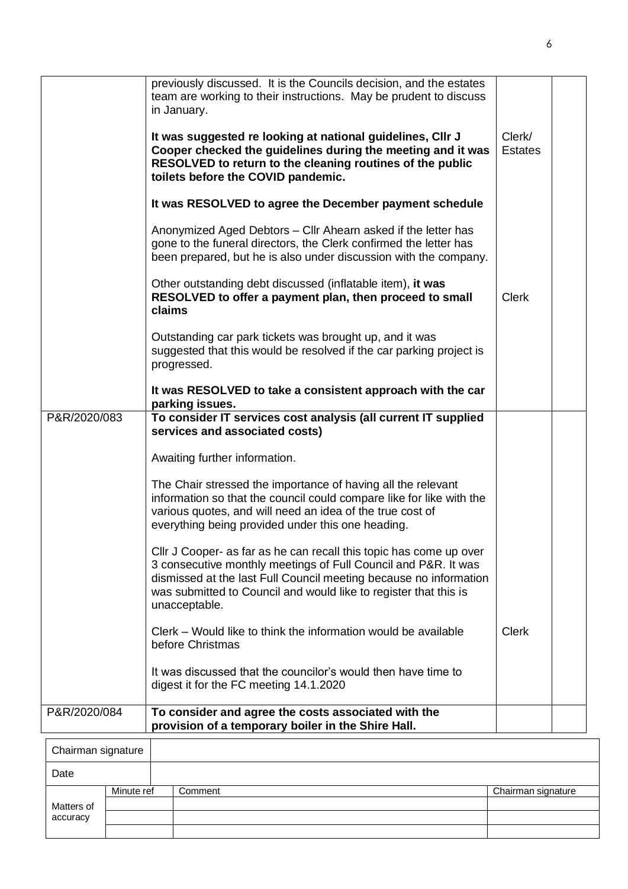| | | | |
|---|---|---|---|
| | previously discussed. It is the Councils decision, and the estates team are working to their instructions. May be prudent to discuss in January.<br><br>**It was suggested re looking at national guidelines, Cllr J Cooper checked the guidelines during the meeting and it was RESOLVED to return to the cleaning routines of the public toilets before the COVID pandemic.**<br><br>**It was RESOLVED to agree the December payment schedule**<br><br>Anonymized Aged Debtors – Cllr Ahearn asked if the letter has gone to the funeral directors, the Clerk confirmed the letter has been prepared, but he is also under discussion with the company.<br><br>Other outstanding debt discussed (inflatable item), **it was RESOLVED to offer a payment plan, then proceed to small claims**<br><br>Outstanding car park tickets was brought up, and it was suggested that this would be resolved if the car parking project is progressed.<br><br>**It was RESOLVED to take a consistent approach with the car parking issues.** | Clerk/ Estates<br><br><br><br><br><br>Clerk | |
| P&R/2020/083 | **To consider IT services cost analysis (all current IT supplied services and associated costs)**<br><br>Awaiting further information.<br><br>The Chair stressed the importance of having all the relevant information so that the council could compare like for like with the various quotes, and will need an idea of the true cost of everything being provided under this one heading.<br><br>Cllr J Cooper- as far as he can recall this topic has come up over 3 consecutive monthly meetings of Full Council and P&R. It was dismissed at the last Full Council meeting because no information was submitted to Council and would like to register that this is unacceptable.<br><br>Clerk – Would like to think the information would be available before Christmas<br><br>It was discussed that the councilor's would then have time to digest it for the FC meeting 14.1.2020 | Clerk | |
| P&R/2020/084 | **To consider and agree the costs associated with the provision of a temporary boiler in the Shire Hall.** | | |

| Chairman signature | | | |
|---|---|---|---|
| Date | | | |
| Matters of accuracy | Minute ref | Comment | Chairman signature |
| | | | |
| | | | |
| | | | |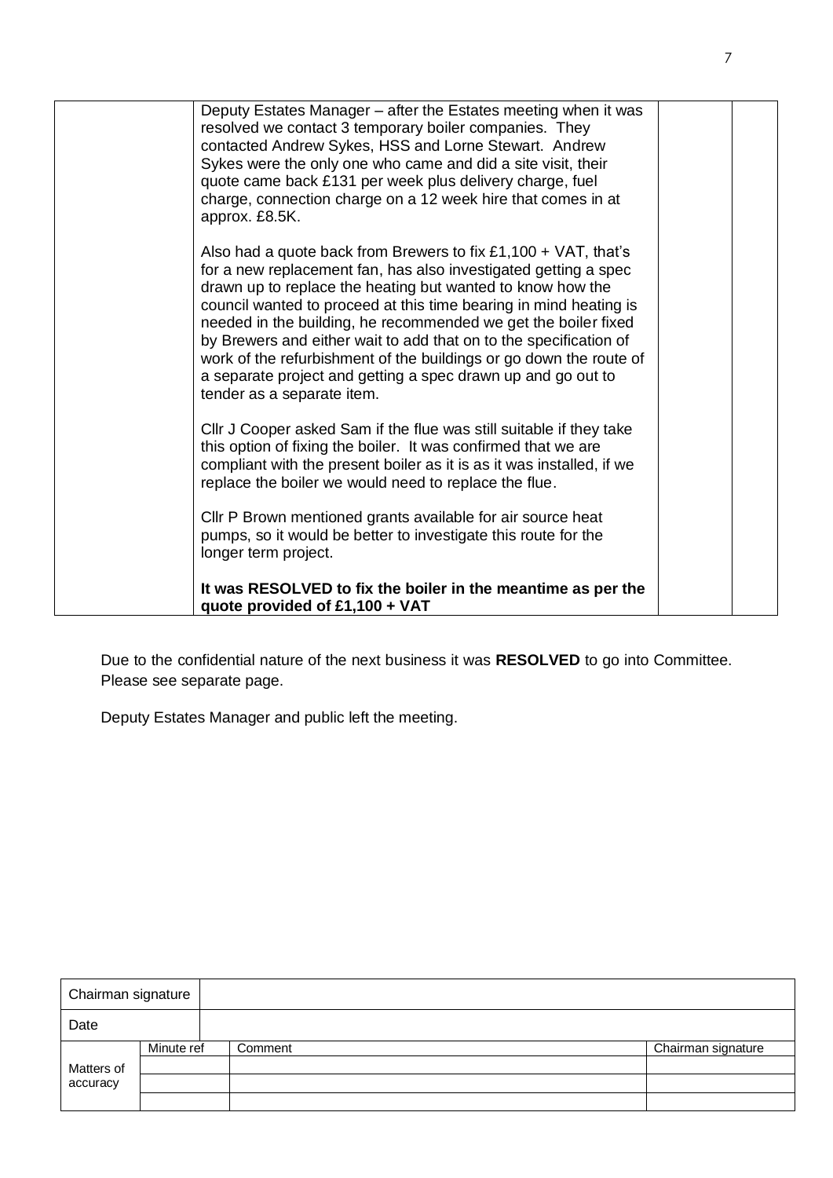| | | | |
|---|---|---|---|
| | Deputy Estates Manager – after the Estates meeting when it was resolved we contact 3 temporary boiler companies. They contacted Andrew Sykes, HSS and Lorne Stewart. Andrew Sykes were the only one who came and did a site visit, their quote came back £131 per week plus delivery charge, fuel charge, connection charge on a 12 week hire that comes in at approx. £8.5K.<br><br>Also had a quote back from Brewers to fix £1,100 + VAT, that's for a new replacement fan, has also investigated getting a spec drawn up to replace the heating but wanted to know how the council wanted to proceed at this time bearing in mind heating is needed in the building, he recommended we get the boiler fixed by Brewers and either wait to add that on to the specification of work of the refurbishment of the buildings or go down the route of a separate project and getting a spec drawn up and go out to tender as a separate item.<br><br>Cllr J Cooper asked Sam if the flue was still suitable if they take this option of fixing the boiler. It was confirmed that we are compliant with the present boiler as it is as it was installed, if we replace the boiler we would need to replace the flue.<br><br>Cllr P Brown mentioned grants available for air source heat pumps, so it would be better to investigate this route for the longer term project.<br><br>**It was RESOLVED to fix the boiler in the meantime as per the quote provided of £1,100 + VAT** | | |

Due to the confidential nature of the next business it was **RESOLVED** to go into Committee. Please see separate page.

Deputy Estates Manager and public left the meeting.

| | | | |
|---|---|---|---|
| Chairman signature | | | |
| Date | | | |
| Matters of accuracy | Minute ref | Comment | Chairman signature |
| | | | |
| | | | |
| | | | |